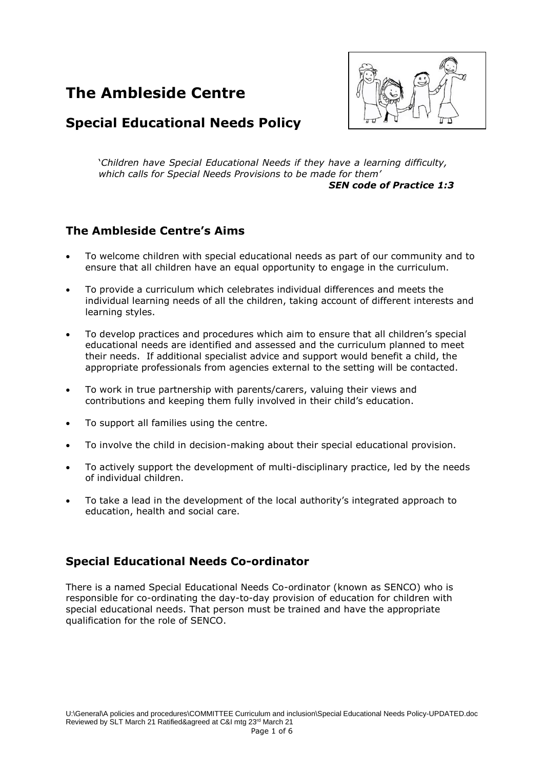# The Ambleside Centre

## Special Educational Needs Policy

> *'Children have Special Educational Needs if they have a learning difficulty, which calls for Special Needs Provisions to be made for them'*
>
> ***SEN code of Practice 1:3***

## The Ambleside Centre's Aims

- To welcome children with special educational needs as part of our community and to ensure that all children have an equal opportunity to engage in the curriculum.
- To provide a curriculum which celebrates individual differences and meets the individual learning needs of all the children, taking account of different interests and learning styles.
- To develop practices and procedures which aim to ensure that all children's special educational needs are identified and assessed and the curriculum planned to meet their needs. If additional specialist advice and support would benefit a child, the appropriate professionals from agencies external to the setting will be contacted.
- To work in true partnership with parents/carers, valuing their views and contributions and keeping them fully involved in their child's education.
- To support all families using the centre.
- To involve the child in decision-making about their special educational provision.
- To actively support the development of multi-disciplinary practice, led by the needs of individual children.
- To take a lead in the development of the local authority's integrated approach to education, health and social care.

## Special Educational Needs Co-ordinator

There is a named Special Educational Needs Co-ordinator (known as SENCO) who is responsible for co-ordinating the day-to-day provision of education for children with special educational needs. That person must be trained and have the appropriate qualification for the role of SENCO.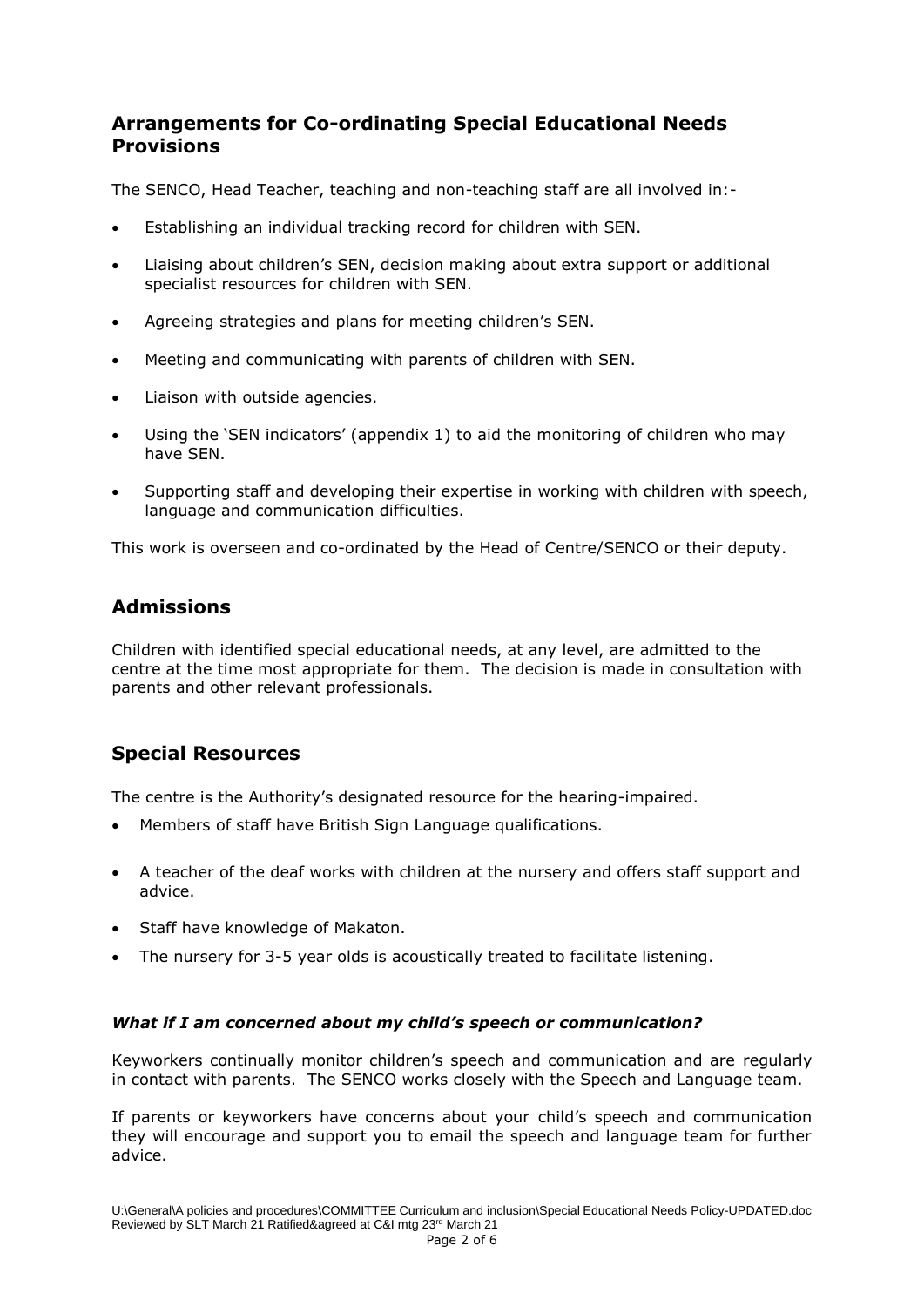## Arrangements for Co-ordinating Special Educational Needs Provisions

The SENCO, Head Teacher, teaching and non-teaching staff are all involved in:-

- Establishing an individual tracking record for children with SEN.
- Liaising about children's SEN, decision making about extra support or additional specialist resources for children with SEN.
- Agreeing strategies and plans for meeting children's SEN.
- Meeting and communicating with parents of children with SEN.
- Liaison with outside agencies.
- Using the 'SEN indicators' (appendix 1) to aid the monitoring of children who may have SEN.
- Supporting staff and developing their expertise in working with children with speech, language and communication difficulties.

This work is overseen and co-ordinated by the Head of Centre/SENCO or their deputy.

## Admissions

Children with identified special educational needs, at any level, are admitted to the centre at the time most appropriate for them. The decision is made in consultation with parents and other relevant professionals.

## Special Resources

The centre is the Authority's designated resource for the hearing-impaired.

- Members of staff have British Sign Language qualifications.
- A teacher of the deaf works with children at the nursery and offers staff support and advice.
- Staff have knowledge of Makaton.
- The nursery for 3-5 year olds is acoustically treated to facilitate listening.

### *What if I am concerned about my child's speech or communication?*

Keyworkers continually monitor children's speech and communication and are regularly in contact with parents. The SENCO works closely with the Speech and Language team.

If parents or keyworkers have concerns about your child's speech and communication they will encourage and support you to email the speech and language team for further advice.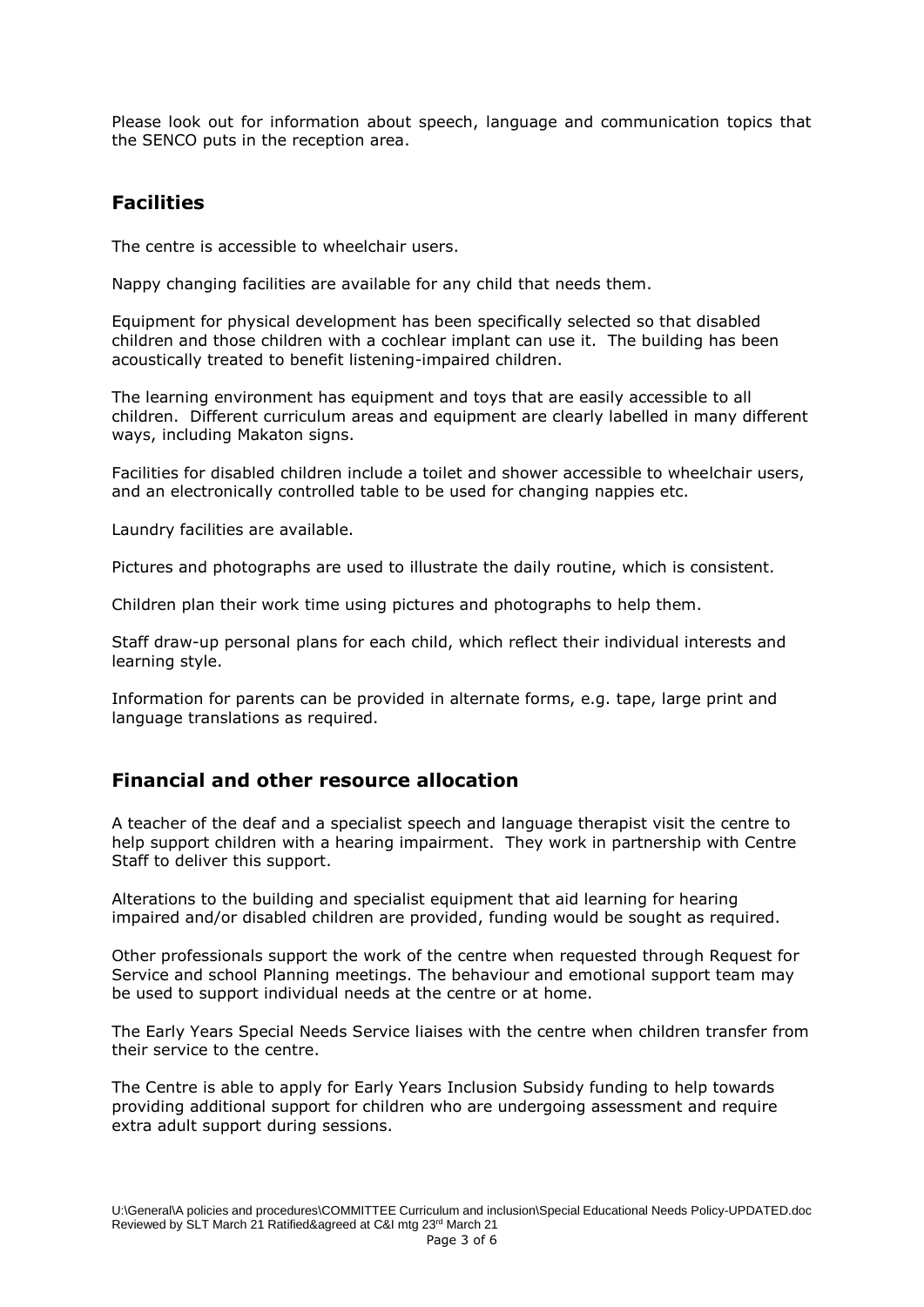Please look out for information about speech, language and communication topics that the SENCO puts in the reception area.

## Facilities

The centre is accessible to wheelchair users.

Nappy changing facilities are available for any child that needs them.

Equipment for physical development has been specifically selected so that disabled children and those children with a cochlear implant can use it. The building has been acoustically treated to benefit listening-impaired children.

The learning environment has equipment and toys that are easily accessible to all children. Different curriculum areas and equipment are clearly labelled in many different ways, including Makaton signs.

Facilities for disabled children include a toilet and shower accessible to wheelchair users, and an electronically controlled table to be used for changing nappies etc.

Laundry facilities are available.

Pictures and photographs are used to illustrate the daily routine, which is consistent.

Children plan their work time using pictures and photographs to help them.

Staff draw-up personal plans for each child, which reflect their individual interests and learning style.

Information for parents can be provided in alternate forms, e.g. tape, large print and language translations as required.

## Financial and other resource allocation

A teacher of the deaf and a specialist speech and language therapist visit the centre to help support children with a hearing impairment. They work in partnership with Centre Staff to deliver this support.

Alterations to the building and specialist equipment that aid learning for hearing impaired and/or disabled children are provided, funding would be sought as required.

Other professionals support the work of the centre when requested through Request for Service and school Planning meetings. The behaviour and emotional support team may be used to support individual needs at the centre or at home.

The Early Years Special Needs Service liaises with the centre when children transfer from their service to the centre.

The Centre is able to apply for Early Years Inclusion Subsidy funding to help towards providing additional support for children who are undergoing assessment and require extra adult support during sessions.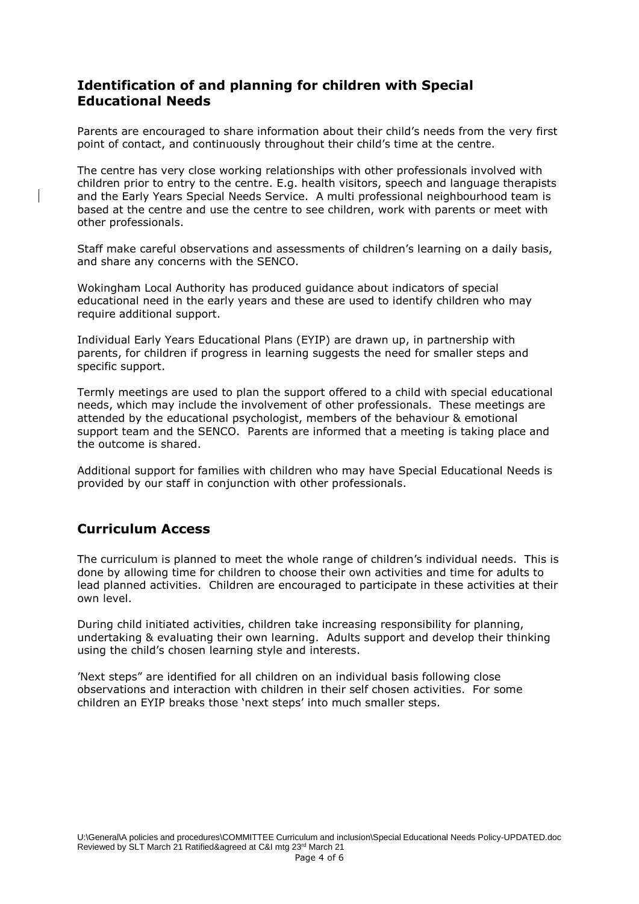## Identification of and planning for children with Special Educational Needs

Parents are encouraged to share information about their child's needs from the very first point of contact, and continuously throughout their child's time at the centre.

The centre has very close working relationships with other professionals involved with children prior to entry to the centre. E.g. health visitors, speech and language therapists and the Early Years Special Needs Service. A multi professional neighbourhood team is based at the centre and use the centre to see children, work with parents or meet with other professionals.

Staff make careful observations and assessments of children's learning on a daily basis, and share any concerns with the SENCO.

Wokingham Local Authority has produced guidance about indicators of special educational need in the early years and these are used to identify children who may require additional support.

Individual Early Years Educational Plans (EYIP) are drawn up, in partnership with parents, for children if progress in learning suggests the need for smaller steps and specific support.

Termly meetings are used to plan the support offered to a child with special educational needs, which may include the involvement of other professionals. These meetings are attended by the educational psychologist, members of the behaviour & emotional support team and the SENCO. Parents are informed that a meeting is taking place and the outcome is shared.

Additional support for families with children who may have Special Educational Needs is provided by our staff in conjunction with other professionals.

## Curriculum Access

The curriculum is planned to meet the whole range of children's individual needs. This is done by allowing time for children to choose their own activities and time for adults to lead planned activities. Children are encouraged to participate in these activities at their own level.

During child initiated activities, children take increasing responsibility for planning, undertaking & evaluating their own learning. Adults support and develop their thinking using the child's chosen learning style and interests.

'Next steps" are identified for all children on an individual basis following close observations and interaction with children in their self chosen activities. For some children an EYIP breaks those 'next steps' into much smaller steps.

U:\General\A policies and procedures\COMMITTEE Curriculum and inclusion\Special Educational Needs Policy-UPDATED.doc
Reviewed by SLT March 21 Ratified&agreed at C&I mtg 23rd March 21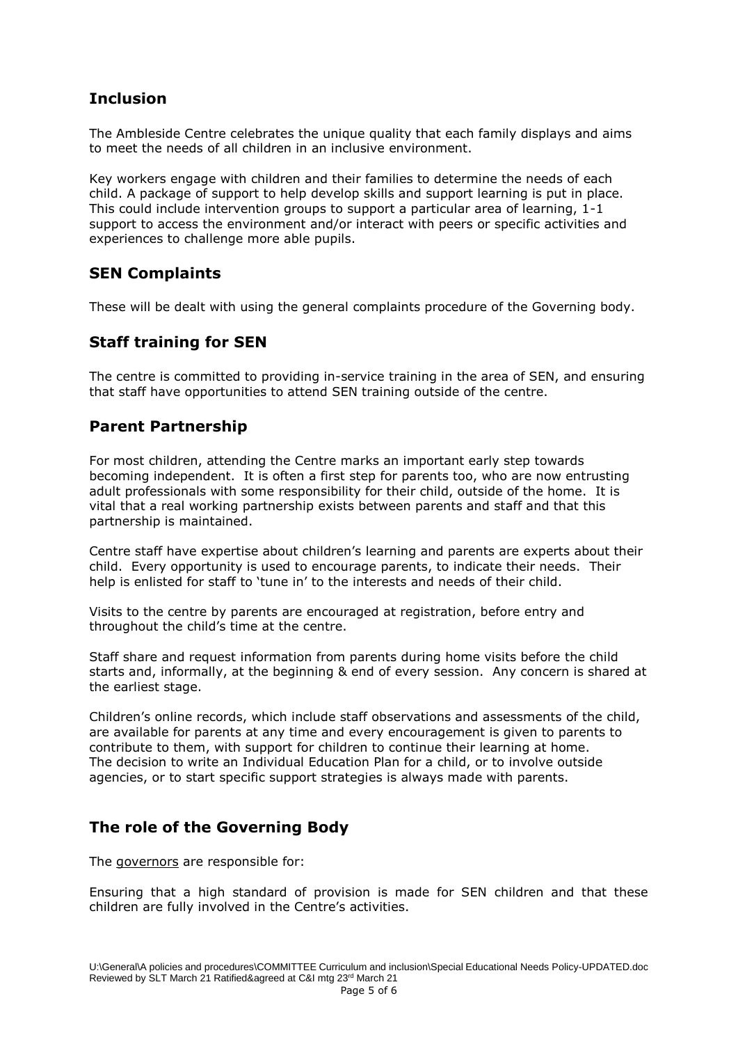## Inclusion

The Ambleside Centre celebrates the unique quality that each family displays and aims to meet the needs of all children in an inclusive environment.

Key workers engage with children and their families to determine the needs of each child. A package of support to help develop skills and support learning is put in place. This could include intervention groups to support a particular area of learning, 1-1 support to access the environment and/or interact with peers or specific activities and experiences to challenge more able pupils.

## SEN Complaints

These will be dealt with using the general complaints procedure of the Governing body.

## Staff training for SEN

The centre is committed to providing in-service training in the area of SEN, and ensuring that staff have opportunities to attend SEN training outside of the centre.

## Parent Partnership

For most children, attending the Centre marks an important early step towards becoming independent. It is often a first step for parents too, who are now entrusting adult professionals with some responsibility for their child, outside of the home. It is vital that a real working partnership exists between parents and staff and that this partnership is maintained.

Centre staff have expertise about children's learning and parents are experts about their child. Every opportunity is used to encourage parents, to indicate their needs. Their help is enlisted for staff to 'tune in' to the interests and needs of their child.

Visits to the centre by parents are encouraged at registration, before entry and throughout the child's time at the centre.

Staff share and request information from parents during home visits before the child starts and, informally, at the beginning & end of every session. Any concern is shared at the earliest stage.

Children's online records, which include staff observations and assessments of the child, are available for parents at any time and every encouragement is given to parents to contribute to them, with support for children to continue their learning at home.
The decision to write an Individual Education Plan for a child, or to involve outside agencies, or to start specific support strategies is always made with parents.

## The role of the Governing Body

The governors are responsible for:

Ensuring that a high standard of provision is made for SEN children and that these children are fully involved in the Centre's activities.

U:\General\A policies and procedures\COMMITTEE Curriculum and inclusion\Special Educational Needs Policy-UPDATED.doc
Reviewed by SLT March 21 Ratified&agreed at C&I mtg 23rd March 21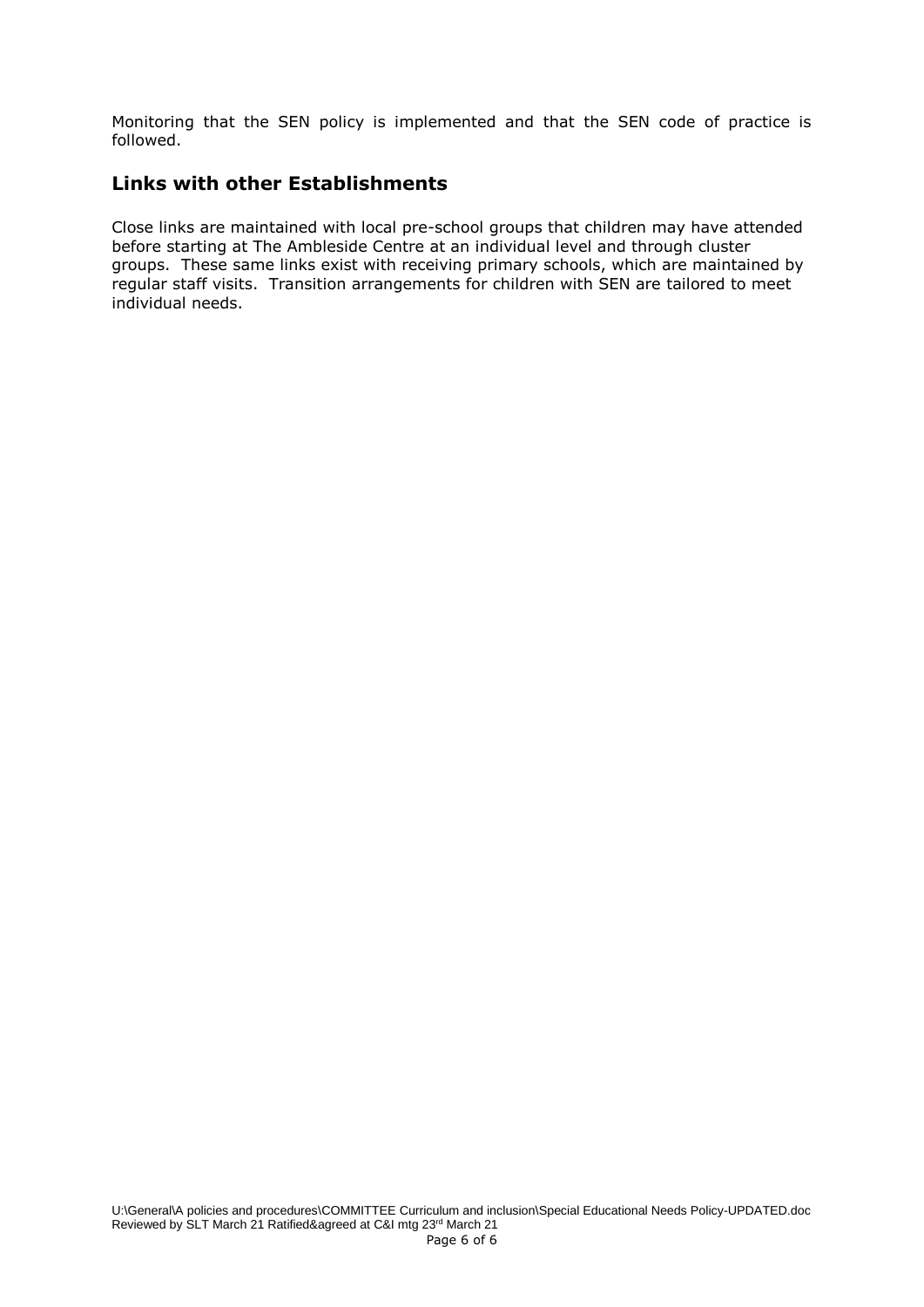Monitoring that the SEN policy is implemented and that the SEN code of practice is followed.

## Links with other Establishments

Close links are maintained with local pre-school groups that children may have attended before starting at The Ambleside Centre at an individual level and through cluster groups. These same links exist with receiving primary schools, which are maintained by regular staff visits. Transition arrangements for children with SEN are tailored to meet individual needs.